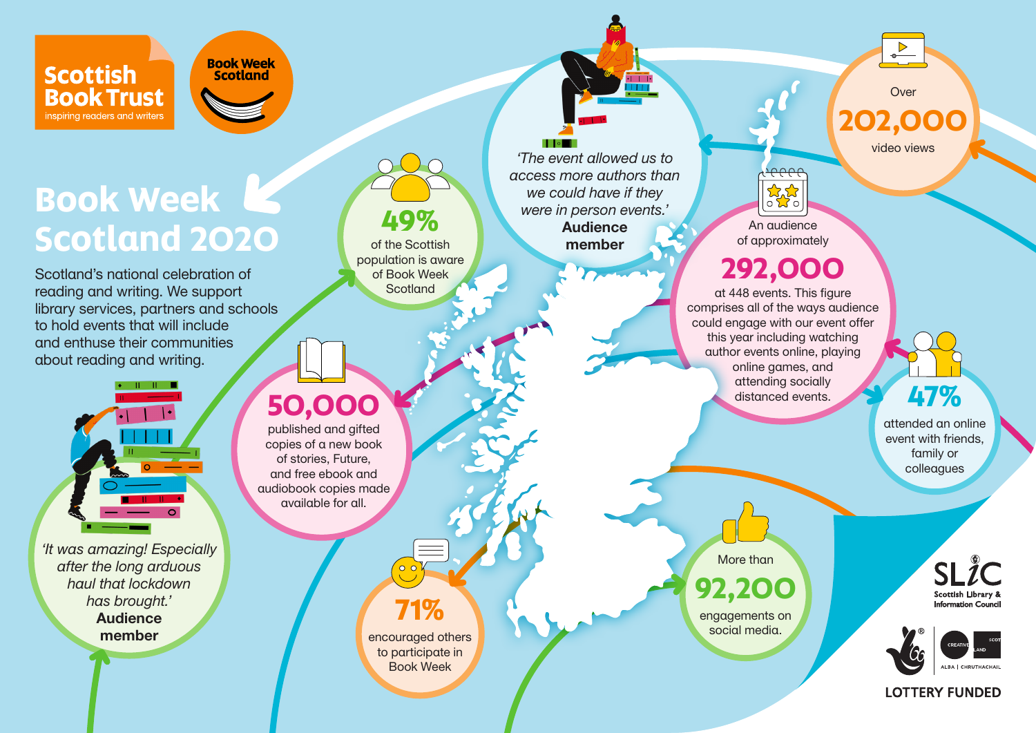Scottish Book Trust
inspiring readers and writers

Book Week Scotland

# Book Week Scotland 2020

Scotland's national celebration of reading and writing. We support library services, partners and schools to hold events that will include and enthuse their communities about reading and writing.

*'It was amazing! Especially after the long arduous haul that lockdown has brought.'*
**Audience member**

**49%**
of the Scottish population is aware of Book Week Scotland

**50,000**
published and gifted copies of a new book of stories, Future, and free ebook and audiobook copies made available for all.

**71%**
encouraged others to participate in Book Week

*'The event allowed us to access more authors than we could have if they were in person events.'*
**Audience member**

Over
**202,000**
video views

An audience of approximately
**292,000**
at 448 events. This figure comprises all of the ways audience could engage with our event offer this year including watching author events online, playing online games, and attending socially distanced events.

**47%**
attended an online event with friends, family or colleagues

More than
**92,200**
engagements on social media.

SLiC
Scottish Library & Information Council

Creative Scotland
ALBA | CHRUTHACHAIL

LOTTERY FUNDED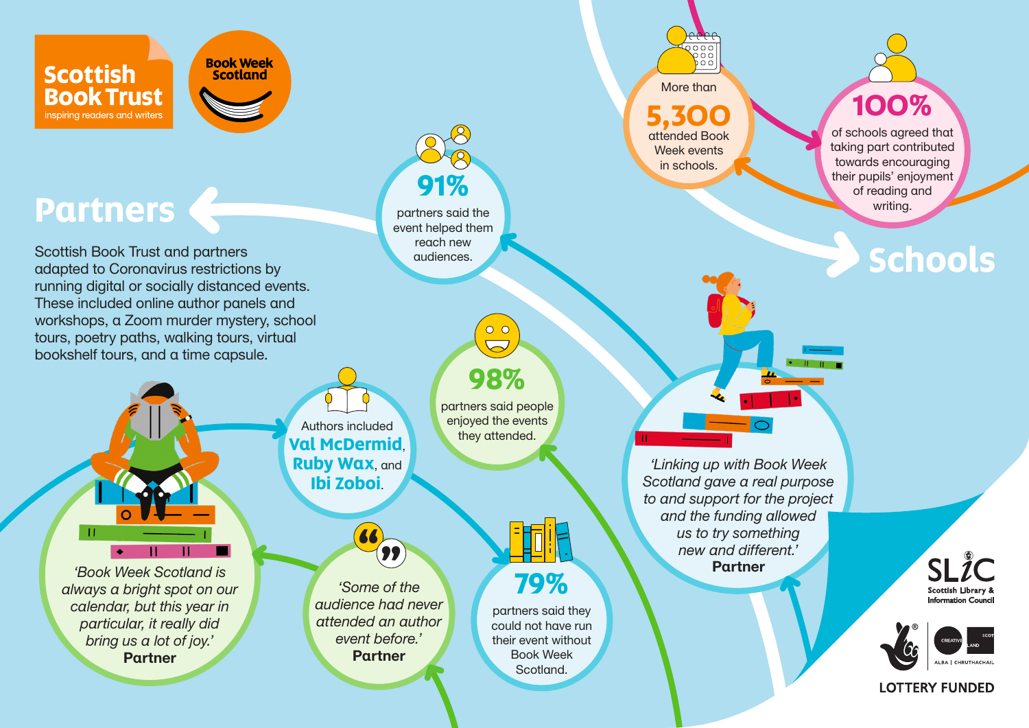Scottish Book Trust
inspiring readers and writers

Book Week Scotland

# Partners

Scottish Book Trust and partners adapted to Coronavirus restrictions by running digital or socially distanced events. These included online author panels and workshops, a Zoom murder mystery, school tours, poetry paths, walking tours, virtual bookshelf tours, and a time capsule.

**91%**
partners said the event helped them reach new audiences.

**98%**
partners said people enjoyed the events they attended.

Authors included **Val McDermid**, **Ruby Wax**, and **Ibi Zoboi**.

**79%**
partners said they could not have run their event without Book Week Scotland.

*'Book Week Scotland is always a bright spot on our calendar, but this year in particular, it really did bring us a lot of joy.'*
**Partner**

*'Some of the audience had never attended an author event before.'*
**Partner**

*'Linking up with Book Week Scotland gave a real purpose to and support for the project and the funding allowed us to try something new and different.'*
**Partner**

# Schools

More than **5,300** attended Book Week events in schools.

**100%**
of schools agreed that taking part contributed towards encouraging their pupils' enjoyment of reading and writing.

SLIC Scottish Library & Information Council

CREATIVE SCOTLAND
ALBA | CHRUTHACHAIL

LOTTERY FUNDED